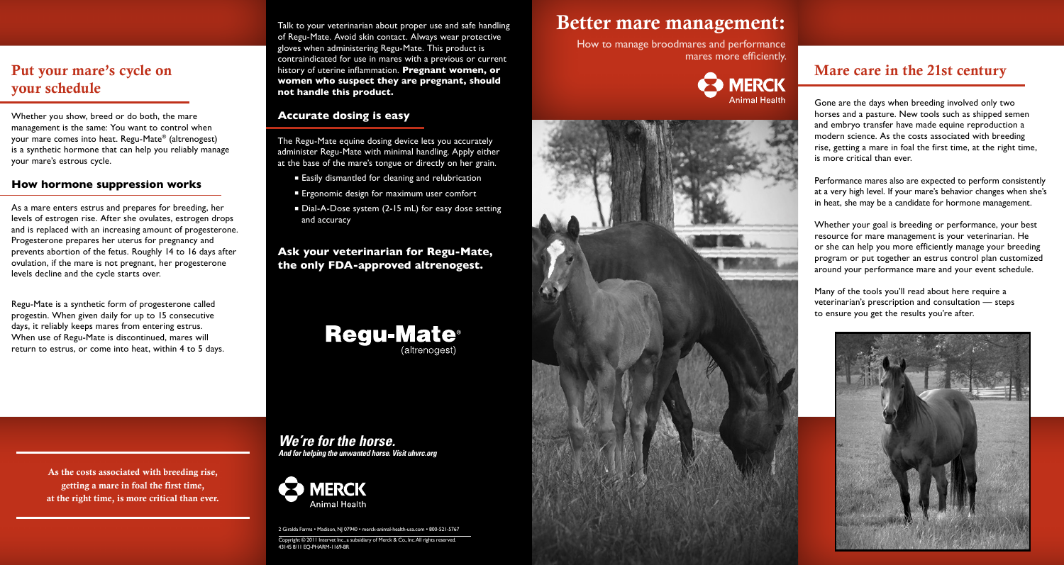# Better mare management:

How to manage broodmares and performance mares more efficiently.

MERCK Animal Health

## Mare care in the 21st century

Gone are the days when breeding involved only two horses and a pasture. New tools such as shipped semen and embryo transfer have made equine reproduction a modern science. As the costs associated with breeding rise, getting a mare in foal the first time, at the right time, is more critical than ever.

Performance mares also are expected to perform consistently at a very high level. If your mare's behavior changes when she's in heat, she may be a candidate for hormone management.

Whether your goal is breeding or performance, your best resource for mare management is your veterinarian. He or she can help you more efficiently manage your breeding program or put together an estrus control plan customized around your performance mare and your event schedule.

Many of the tools you'll read about here require a veterinarian's prescription and consultation — steps to ensure you get the results you're after.

## Put your mare's cycle on your schedule

Whether you show, breed or do both, the mare management is the same: You want to control when your mare comes into heat. Regu-Mate® (altrenogest) is a synthetic hormone that can help you reliably manage your mare's estrous cycle.

### How hormone suppression works

As a mare enters estrus and prepares for breeding, her levels of estrogen rise. After she ovulates, estrogen drops and is replaced with an increasing amount of progesterone. Progesterone prepares her uterus for pregnancy and prevents abortion of the fetus. Roughly 14 to 16 days after ovulation, if the mare is not pregnant, her progesterone levels decline and the cycle starts over.

Regu-Mate is a synthetic form of progesterone called progestin. When given daily for up to 15 consecutive days, it reliably keeps mares from entering estrus. When use of Regu-Mate is discontinued, mares will return to estrus, or come into heat, within 4 to 5 days.

**As the costs associated with breeding rise, getting a mare in foal the first time, at the right time, is more critical than ever.**

Talk to your veterinarian about proper use and safe handling of Regu-Mate. Avoid skin contact. Always wear protective gloves when administering Regu-Mate. This product is contraindicated for use in mares with a previous or current history of uterine inflammation. **Pregnant women, or women who suspect they are pregnant, should not handle this product.**

### Accurate dosing is easy

The Regu-Mate equine dosing device lets you accurately administer Regu-Mate with minimal handling. Apply either at the base of the mare's tongue or directly on her grain.

- Easily dismantled for cleaning and relubrication
- Ergonomic design for maximum user comfort
- Dial-A-Dose system (2-15 mL) for easy dose setting and accuracy

**Ask your veterinarian for Regu-Mate, the only FDA-approved altrenogest.**

**Regu-Mate®** (altrenogest)

***We're for the horse.***
***And for helping the unwanted horse. Visit uhvrc.org***

MERCK Animal Health

2 Giralda Farms • Madison, NJ 07940 • merck-animal-health-usa.com • 800-521-5767

Copyright © 2011 Intervet Inc., a subsidiary of Merck & Co., Inc. All rights reserved.
43145 8/11 EQ-PHARM-1169-BR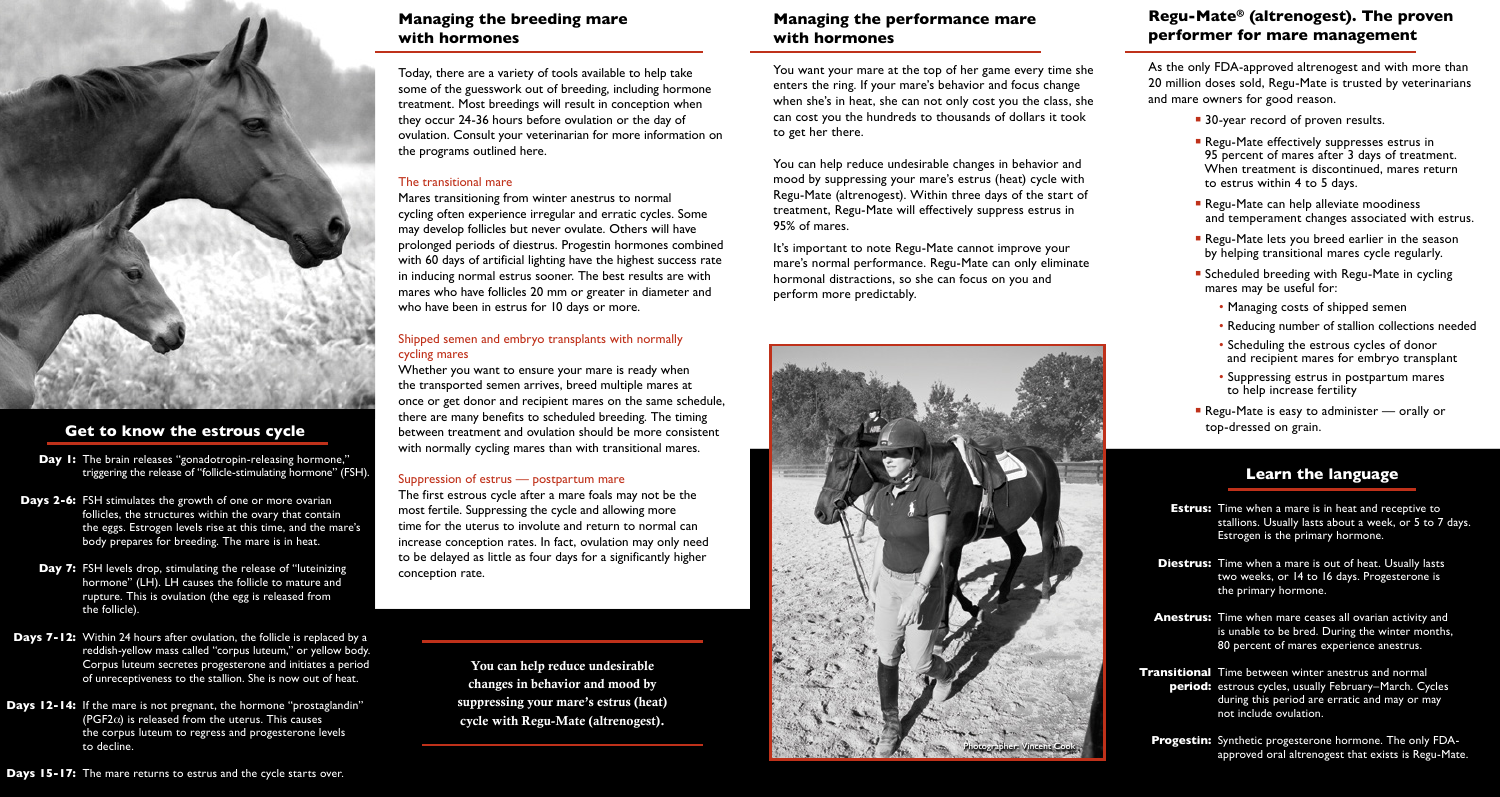## Get to know the estrous cycle

**Day 1:** The brain releases "gonadotropin-releasing hormone," triggering the release of "follicle-stimulating hormone" (FSH).

**Days 2-6:** FSH stimulates the growth of one or more ovarian follicles, the structures within the ovary that contain the eggs. Estrogen levels rise at this time, and the mare's body prepares for breeding. The mare is in heat.

**Day 7:** FSH levels drop, stimulating the release of "luteinizing hormone" (LH). LH causes the follicle to mature and rupture. This is ovulation (the egg is released from the follicle).

**Days 7-12:** Within 24 hours after ovulation, the follicle is replaced by a reddish-yellow mass called "corpus luteum," or yellow body. Corpus luteum secretes progesterone and initiates a period of unreceptiveness to the stallion. She is now out of heat.

**Days 12-14:** If the mare is not pregnant, the hormone "prostaglandin" ($PGF2\alpha$) is released from the uterus. This causes the corpus luteum to regress and progesterone levels to decline.

**Days 15-17:** The mare returns to estrus and the cycle starts over.

## Managing the breeding mare with hormones

Today, there are a variety of tools available to help take some of the guesswork out of breeding, including hormone treatment. Most breedings will result in conception when they occur 24-36 hours before ovulation or the day of ovulation. Consult your veterinarian for more information on the programs outlined here.

### The transitional mare

Mares transitioning from winter anestrus to normal cycling often experience irregular and erratic cycles. Some may develop follicles but never ovulate. Others will have prolonged periods of diestrus. Progestin hormones combined with 60 days of artificial lighting have the highest success rate in inducing normal estrus sooner. The best results are with mares who have follicles 20 mm or greater in diameter and who have been in estrus for 10 days or more.

### Shipped semen and embryo transplants with normally cycling mares

Whether you want to ensure your mare is ready when the transported semen arrives, breed multiple mares at once or get donor and recipient mares on the same schedule, there are many benefits to scheduled breeding. The timing between treatment and ovulation should be more consistent with normally cycling mares than with transitional mares.

### Suppression of estrus — postpartum mare

The first estrous cycle after a mare foals may not be the most fertile. Suppressing the cycle and allowing more time for the uterus to involute and return to normal can increase conception rates. In fact, ovulation may only need to be delayed as little as four days for a significantly higher conception rate.

**You can help reduce undesirable changes in behavior and mood by suppressing your mare's estrus (heat) cycle with Regu-Mate (altrenogest).**

## Managing the performance mare with hormones

You want your mare at the top of her game every time she enters the ring. If your mare's behavior and focus change when she's in heat, she can not only cost you the class, she can cost you the hundreds to thousands of dollars it took to get her there.

You can help reduce undesirable changes in behavior and mood by suppressing your mare's estrus (heat) cycle with Regu-Mate (altrenogest). Within three days of the start of treatment, Regu-Mate will effectively suppress estrus in 95% of mares.

It's important to note Regu-Mate cannot improve your mare's normal performance. Regu-Mate can only eliminate hormonal distractions, so she can focus on you and perform more predictably.

Photographer: Vincent Cook

## Regu-Mate® (altrenogest). The proven performer for mare management

As the only FDA-approved altrenogest and with more than 20 million doses sold, Regu-Mate is trusted by veterinarians and mare owners for good reason.

- 30-year record of proven results.
- Regu-Mate effectively suppresses estrus in 95 percent of mares after 3 days of treatment. When treatment is discontinued, mares return to estrus within 4 to 5 days.
- Regu-Mate can help alleviate moodiness and temperament changes associated with estrus.
- Regu-Mate lets you breed earlier in the season by helping transitional mares cycle regularly.
- Scheduled breeding with Regu-Mate in cycling mares may be useful for:
  - Managing costs of shipped semen
  - Reducing number of stallion collections needed
  - Scheduling the estrous cycles of donor and recipient mares for embryo transplant
  - Suppressing estrus in postpartum mares to help increase fertility
- Regu-Mate is easy to administer — orally or top-dressed on grain.

## Learn the language

**Estrus:** Time when a mare is in heat and receptive to stallions. Usually lasts about a week, or 5 to 7 days. Estrogen is the primary hormone.

**Diestrus:** Time when a mare is out of heat. Usually lasts two weeks, or 14 to 16 days. Progesterone is the primary hormone.

**Anestrus:** Time when mare ceases all ovarian activity and is unable to be bred. During the winter months, 80 percent of mares experience anestrus.

**Transitional period:** Time between winter anestrus and normal estrous cycles, usually February–March. Cycles during this period are erratic and may or may not include ovulation.

**Progestin:** Synthetic progesterone hormone. The only FDA-approved oral altrenogest that exists is Regu-Mate.